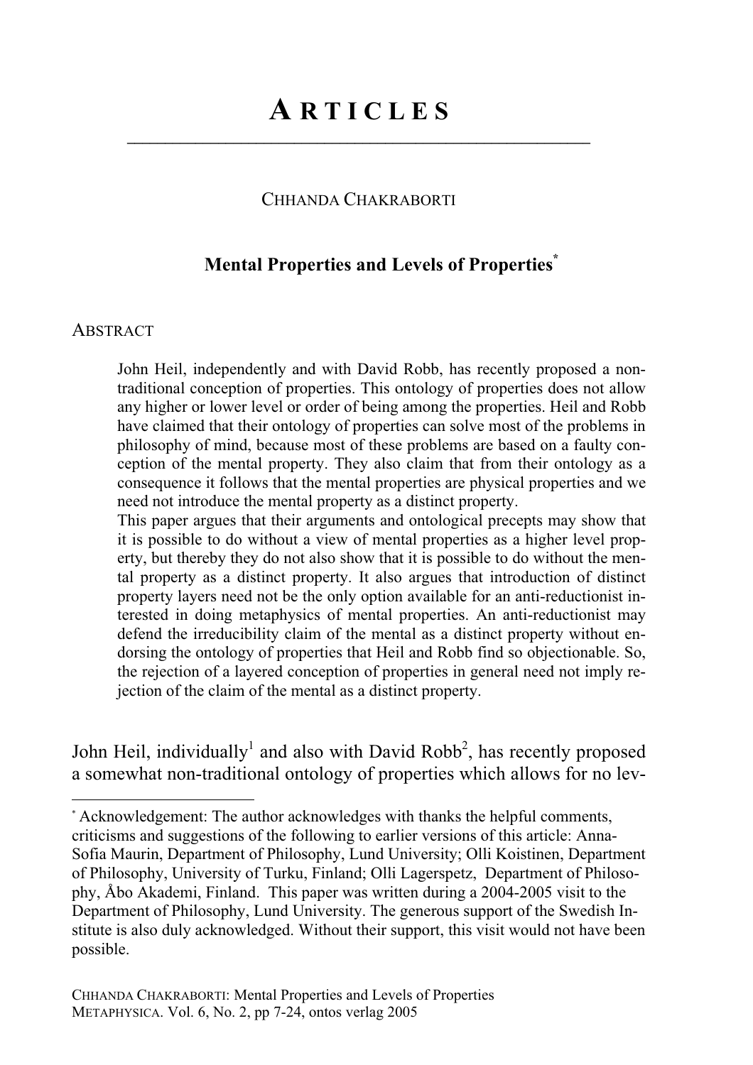# ARTICLES

CHHANDA CHAKRABORTI

## Mental Properties and Levels of Properties[*]

ABSTRACT

> John Heil, independently and with David Robb, has recently proposed a non-traditional conception of properties. This ontology of properties does not allow any higher or lower level or order of being among the properties. Heil and Robb have claimed that their ontology of properties can solve most of the problems in philosophy of mind, because most of these problems are based on a faulty conception of the mental property. They also claim that from their ontology as a consequence it follows that the mental properties are physical properties and we need not introduce the mental property as a distinct property.
>
> This paper argues that their arguments and ontological precepts may show that it is possible to do without a view of mental properties as a higher level property, but thereby they do not also show that it is possible to do without the mental property as a distinct property. It also argues that introduction of distinct property layers need not be the only option available for an anti-reductionist interested in doing metaphysics of mental properties. An anti-reductionist may defend the irreducibility claim of the mental as a distinct property without endorsing the ontology of properties that Heil and Robb find so objectionable. So, the rejection of a layered conception of properties in general need not imply rejection of the claim of the mental as a distinct property.

John Heil, individually[1] and also with David Robb[2], has recently proposed a somewhat non-traditional ontology of properties which allows for no lev-

---

[*] Acknowledgement: The author acknowledges with thanks the helpful comments, criticisms and suggestions of the following to earlier versions of this article: Anna-Sofia Maurin, Department of Philosophy, Lund University; Olli Koistinen, Department of Philosophy, University of Turku, Finland; Olli Lagerspetz, Department of Philosophy, Åbo Akademi, Finland. This paper was written during a 2004-2005 visit to the Department of Philosophy, Lund University. The generous support of the Swedish Institute is also duly acknowledged. Without their support, this visit would not have been possible.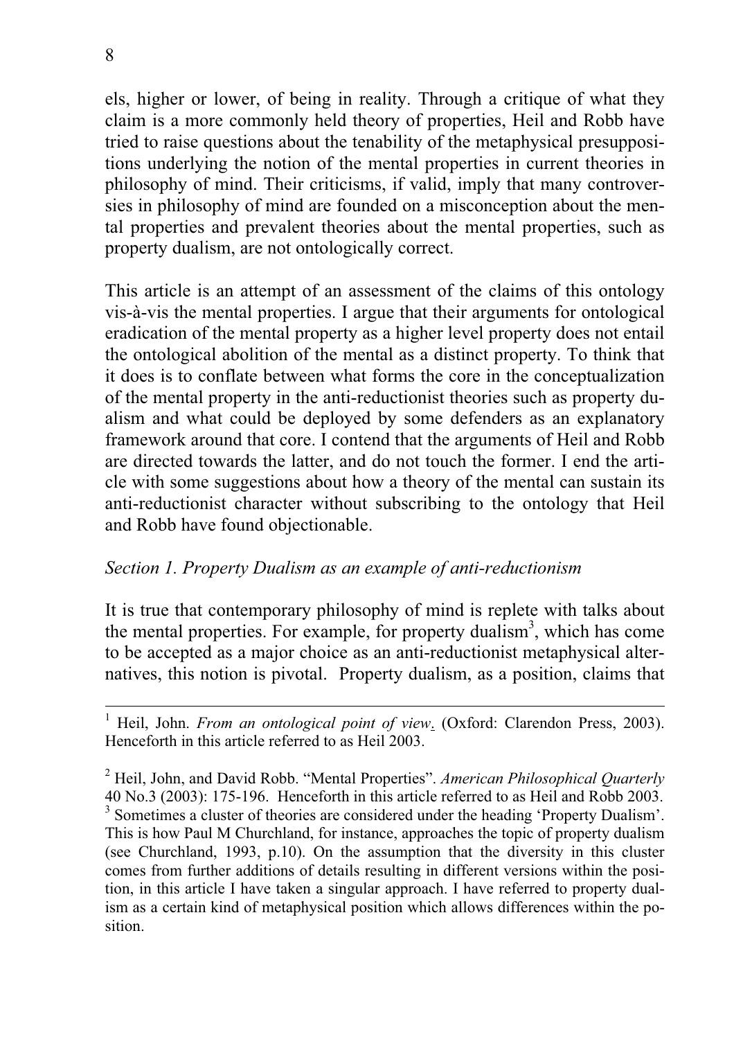els, higher or lower, of being in reality. Through a critique of what they claim is a more commonly held theory of properties, Heil and Robb have tried to raise questions about the tenability of the metaphysical presuppositions underlying the notion of the mental properties in current theories in philosophy of mind. Their criticisms, if valid, imply that many controversies in philosophy of mind are founded on a misconception about the mental properties and prevalent theories about the mental properties, such as property dualism, are not ontologically correct.

This article is an attempt of an assessment of the claims of this ontology vis-à-vis the mental properties. I argue that their arguments for ontological eradication of the mental property as a higher level property does not entail the ontological abolition of the mental as a distinct property. To think that it does is to conflate between what forms the core in the conceptualization of the mental property in the anti-reductionist theories such as property dualism and what could be deployed by some defenders as an explanatory framework around that core. I contend that the arguments of Heil and Robb are directed towards the latter, and do not touch the former. I end the article with some suggestions about how a theory of the mental can sustain its anti-reductionist character without subscribing to the ontology that Heil and Robb have found objectionable.

*Section 1. Property Dualism as an example of anti-reductionism*

It is true that contemporary philosophy of mind is replete with talks about the mental properties. For example, for property dualism[3], which has come to be accepted as a major choice as an anti-reductionist metaphysical alternatives, this notion is pivotal. Property dualism, as a position, claims that

---

[1] Heil, John. *From an ontological point of view*. (Oxford: Clarendon Press, 2003). Henceforth in this article referred to as Heil 2003.

[2] Heil, John, and David Robb. "Mental Properties". *American Philosophical Quarterly* 40 No.3 (2003): 175-196. Henceforth in this article referred to as Heil and Robb 2003.

[3] Sometimes a cluster of theories are considered under the heading 'Property Dualism'. This is how Paul M Churchland, for instance, approaches the topic of property dualism (see Churchland, 1993, p.10). On the assumption that the diversity in this cluster comes from further additions of details resulting in different versions within the position, in this article I have taken a singular approach. I have referred to property dualism as a certain kind of metaphysical position which allows differences within the position.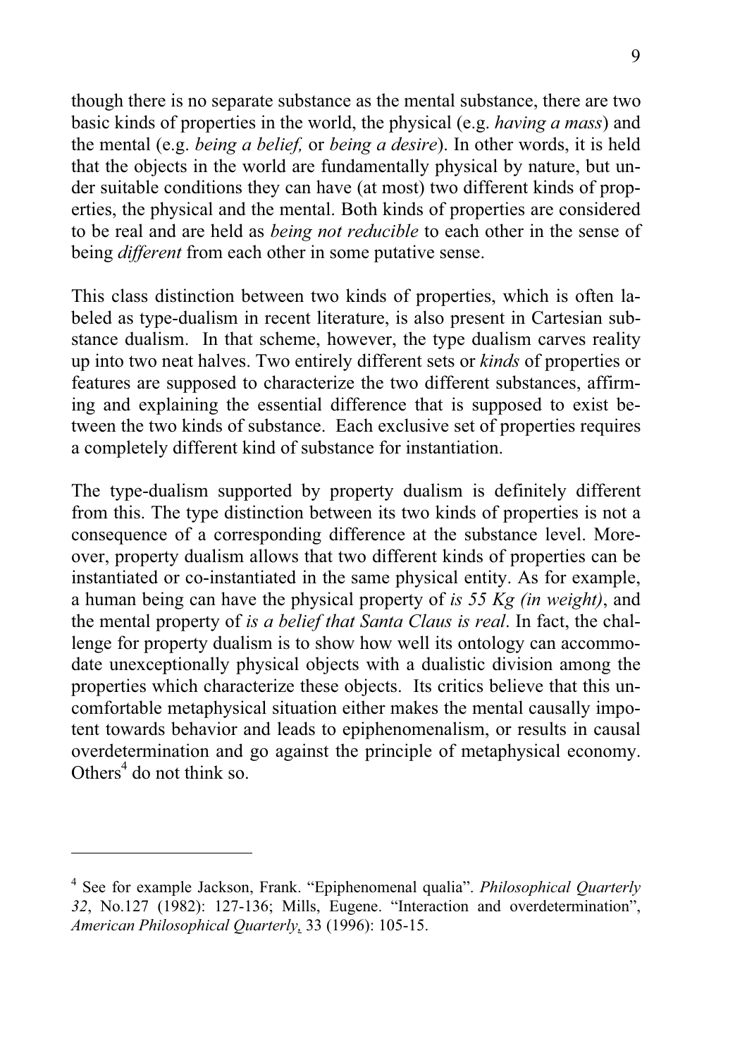though there is no separate substance as the mental substance, there are two basic kinds of properties in the world, the physical (e.g. *having a mass*) and the mental (e.g. *being a belief,* or *being a desire*). In other words, it is held that the objects in the world are fundamentally physical by nature, but under suitable conditions they can have (at most) two different kinds of properties, the physical and the mental. Both kinds of properties are considered to be real and are held as *being not reducible* to each other in the sense of being *different* from each other in some putative sense.

This class distinction between two kinds of properties, which is often labeled as type-dualism in recent literature, is also present in Cartesian substance dualism. In that scheme, however, the type dualism carves reality up into two neat halves. Two entirely different sets or *kinds* of properties or features are supposed to characterize the two different substances, affirming and explaining the essential difference that is supposed to exist between the two kinds of substance. Each exclusive set of properties requires a completely different kind of substance for instantiation.

The type-dualism supported by property dualism is definitely different from this. The type distinction between its two kinds of properties is not a consequence of a corresponding difference at the substance level. Moreover, property dualism allows that two different kinds of properties can be instantiated or co-instantiated in the same physical entity. As for example, a human being can have the physical property of *is 55 Kg (in weight)*, and the mental property of *is a belief that Santa Claus is real*. In fact, the challenge for property dualism is to show how well its ontology can accommodate unexceptionally physical objects with a dualistic division among the properties which characterize these objects. Its critics believe that this uncomfortable metaphysical situation either makes the mental causally impotent towards behavior and leads to epiphenomenalism, or results in causal overdetermination and go against the principle of metaphysical economy. Others[4] do not think so.

---

[4] See for example Jackson, Frank. "Epiphenomenal qualia". *Philosophical Quarterly 32*, No.127 (1982): 127-136; Mills, Eugene. "Interaction and overdetermination", *American Philosophical Quarterly*, 33 (1996): 105-15.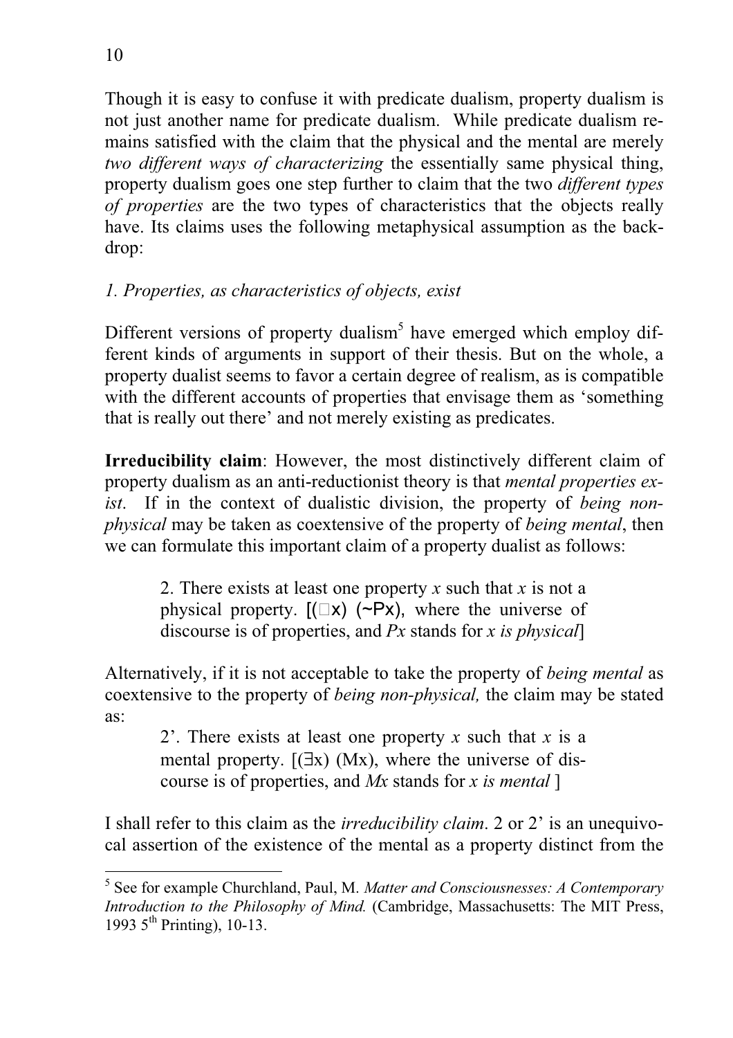Though it is easy to confuse it with predicate dualism, property dualism is not just another name for predicate dualism. While predicate dualism remains satisfied with the claim that the physical and the mental are merely *two different ways of characterizing* the essentially same physical thing, property dualism goes one step further to claim that the two *different types of properties* are the two types of characteristics that the objects really have. Its claims uses the following metaphysical assumption as the backdrop:

*1. Properties, as characteristics of objects, exist*

Different versions of property dualism[5] have emerged which employ different kinds of arguments in support of their thesis. But on the whole, a property dualist seems to favor a certain degree of realism, as is compatible with the different accounts of properties that envisage them as 'something that is really out there' and not merely existing as predicates.

**Irreducibility claim**: However, the most distinctively different claim of property dualism as an anti-reductionist theory is that *mental properties exist*. If in the context of dualistic division, the property of *being non-physical* may be taken as coextensive of the property of *being mental*, then we can formulate this important claim of a property dualist as follows:

> 2. There exists at least one property $x$ such that $x$ is not a physical property. [$(\exists x)$ $(\sim Px)$, where the universe of discourse is of properties, and $Px$ stands for *x is physical*]

Alternatively, if it is not acceptable to take the property of *being mental* as coextensive to the property of *being non-physical,* the claim may be stated as:

> 2'. There exists at least one property $x$ such that $x$ is a mental property. [$(\exists x)$ $(Mx)$, where the universe of discourse is of properties, and $Mx$ stands for *x is mental* ]

I shall refer to this claim as the *irreducibility claim*. 2 or 2' is an unequivocal assertion of the existence of the mental as a property distinct from the

[5] See for example Churchland, Paul, M. *Matter and Consciousnesses: A Contemporary Introduction to the Philosophy of Mind.* (Cambridge, Massachusetts: The MIT Press, 1993 5th Printing), 10-13.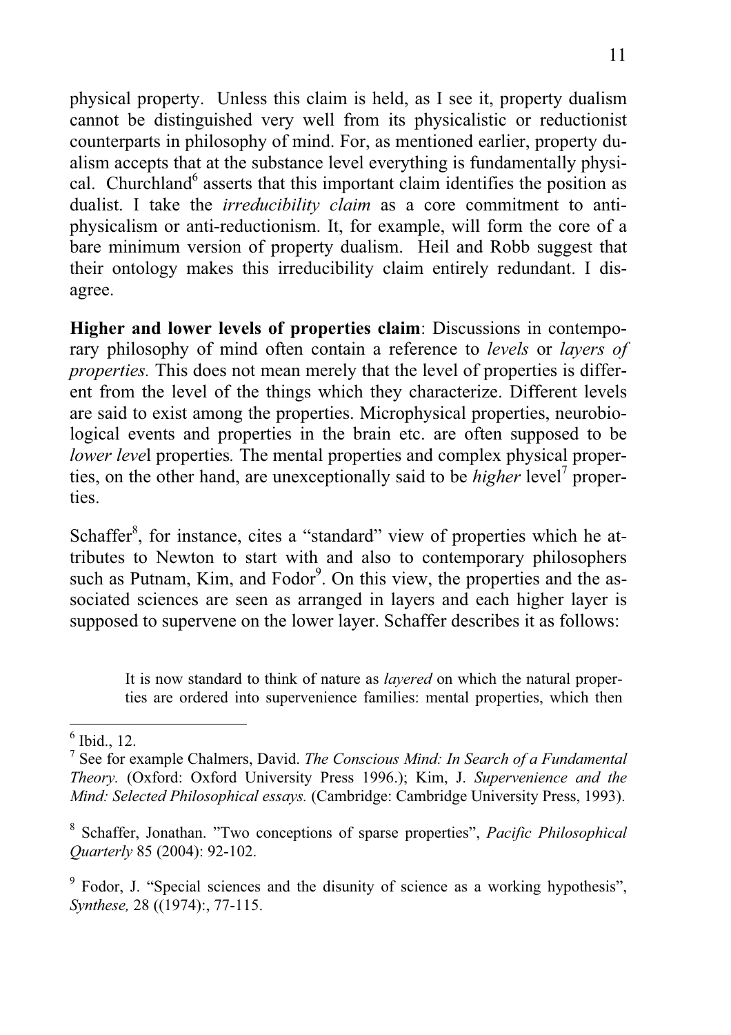physical property. Unless this claim is held, as I see it, property dualism cannot be distinguished very well from its physicalistic or reductionist counterparts in philosophy of mind. For, as mentioned earlier, property dualism accepts that at the substance level everything is fundamentally physical. Churchland[6] asserts that this important claim identifies the position as dualist. I take the *irreducibility claim* as a core commitment to anti-physicalism or anti-reductionism. It, for example, will form the core of a bare minimum version of property dualism. Heil and Robb suggest that their ontology makes this irreducibility claim entirely redundant. I disagree.

**Higher and lower levels of properties claim**: Discussions in contemporary philosophy of mind often contain a reference to *levels* or *layers of properties.* This does not mean merely that the level of properties is different from the level of the things which they characterize. Different levels are said to exist among the properties. Microphysical properties, neurobiological events and properties in the brain etc. are often supposed to be *lower level* properties*.* The mental properties and complex physical properties, on the other hand, are unexceptionally said to be *higher* level[7] properties.

Schaffer[8], for instance, cites a "standard" view of properties which he attributes to Newton to start with and also to contemporary philosophers such as Putnam, Kim, and Fodor[9]. On this view, the properties and the associated sciences are seen as arranged in layers and each higher layer is supposed to supervene on the lower layer. Schaffer describes it as follows:

> It is now standard to think of nature as *layered* on which the natural properties are ordered into supervenience families: mental properties, which then

---

[6] Ibid., 12.

[7] See for example Chalmers, David. *The Conscious Mind: In Search of a Fundamental Theory.* (Oxford: Oxford University Press 1996.); Kim, J. *Supervenience and the Mind: Selected Philosophical essays.* (Cambridge: Cambridge University Press, 1993).

[8] Schaffer, Jonathan. "Two conceptions of sparse properties", *Pacific Philosophical Quarterly* 85 (2004): 92-102.

[9] Fodor, J. "Special sciences and the disunity of science as a working hypothesis", *Synthese,* 28 ((1974):, 77-115.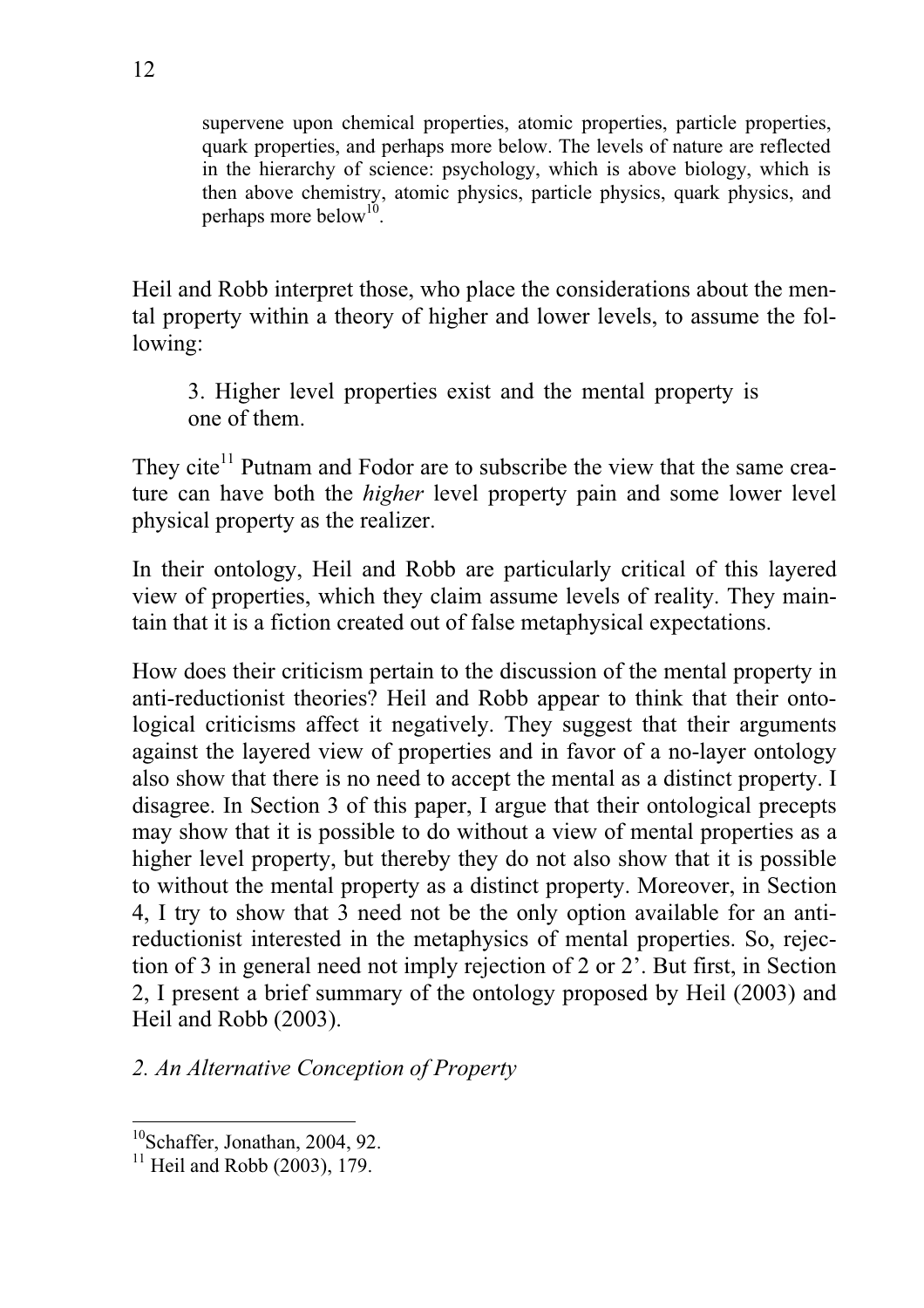> supervene upon chemical properties, atomic properties, particle properties, quark properties, and perhaps more below. The levels of nature are reflected in the hierarchy of science: psychology, which is above biology, which is then above chemistry, atomic physics, particle physics, quark physics, and perhaps more below[10].

Heil and Robb interpret those, who place the considerations about the mental property within a theory of higher and lower levels, to assume the following:

> 3. Higher level properties exist and the mental property is one of them.

They cite[11] Putnam and Fodor are to subscribe the view that the same creature can have both the *higher* level property pain and some lower level physical property as the realizer.

In their ontology, Heil and Robb are particularly critical of this layered view of properties, which they claim assume levels of reality. They maintain that it is a fiction created out of false metaphysical expectations.

How does their criticism pertain to the discussion of the mental property in anti-reductionist theories? Heil and Robb appear to think that their ontological criticisms affect it negatively. They suggest that their arguments against the layered view of properties and in favor of a no-layer ontology also show that there is no need to accept the mental as a distinct property. I disagree. In Section 3 of this paper, I argue that their ontological precepts may show that it is possible to do without a view of mental properties as a higher level property, but thereby they do not also show that it is possible to without the mental property as a distinct property. Moreover, in Section 4, I try to show that 3 need not be the only option available for an anti-reductionist interested in the metaphysics of mental properties. So, rejection of 3 in general need not imply rejection of 2 or 2'. But first, in Section 2, I present a brief summary of the ontology proposed by Heil (2003) and Heil and Robb (2003).

## *2. An Alternative Conception of Property*

---

[10] Schaffer, Jonathan, 2004, 92.

[11] Heil and Robb (2003), 179.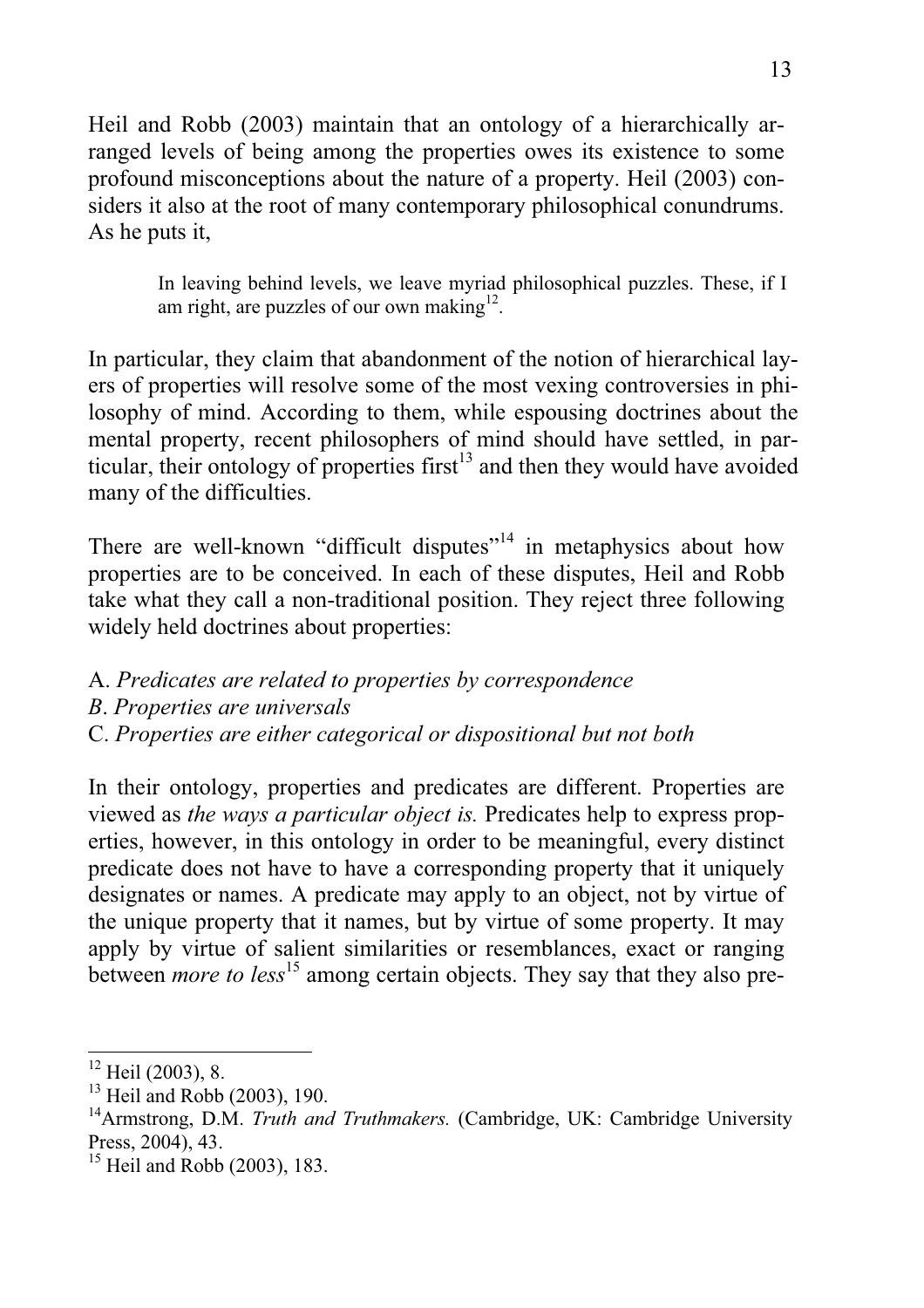Heil and Robb (2003) maintain that an ontology of a hierarchically arranged levels of being among the properties owes its existence to some profound misconceptions about the nature of a property. Heil (2003) considers it also at the root of many contemporary philosophical conundrums. As he puts it,

> In leaving behind levels, we leave myriad philosophical puzzles. These, if I am right, are puzzles of our own making[12].

In particular, they claim that abandonment of the notion of hierarchical layers of properties will resolve some of the most vexing controversies in philosophy of mind. According to them, while espousing doctrines about the mental property, recent philosophers of mind should have settled, in particular, their ontology of properties first[13] and then they would have avoided many of the difficulties.

There are well-known "difficult disputes"[14] in metaphysics about how properties are to be conceived. In each of these disputes, Heil and Robb take what they call a non-traditional position. They reject three following widely held doctrines about properties:

A. *Predicates are related to properties by correspondence*
*B*. *Properties are universals*
C. *Properties are either categorical or dispositional but not both*

In their ontology, properties and predicates are different. Properties are viewed as *the ways a particular object is.* Predicates help to express properties, however, in this ontology in order to be meaningful, every distinct predicate does not have to have a corresponding property that it uniquely designates or names. A predicate may apply to an object, not by virtue of the unique property that it names, but by virtue of some property. It may apply by virtue of salient similarities or resemblances, exact or ranging between *more to less*[15] among certain objects. They say that they also pre-

---

[12] Heil (2003), 8.
[13] Heil and Robb (2003), 190.
[14] Armstrong, D.M. *Truth and Truthmakers.* (Cambridge, UK: Cambridge University Press, 2004), 43.
[15] Heil and Robb (2003), 183.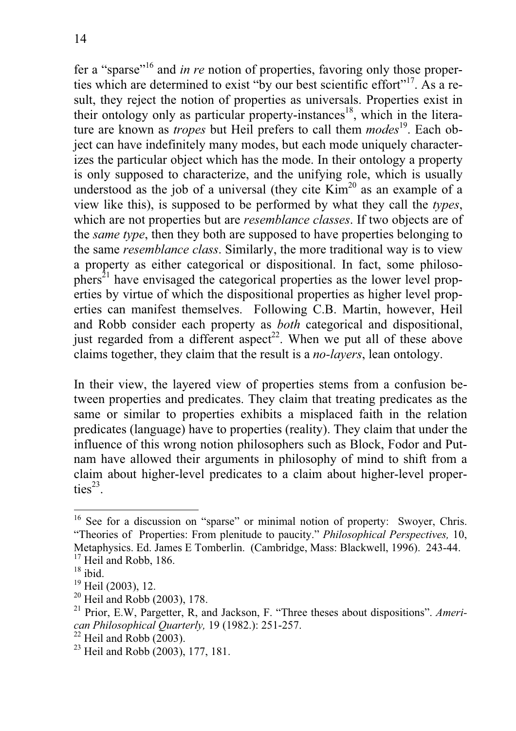fer a "sparse"[16] and *in re* notion of properties, favoring only those properties which are determined to exist "by our best scientific effort"[17]. As a result, they reject the notion of properties as universals. Properties exist in their ontology only as particular property-instances[18], which in the literature are known as *tropes* but Heil prefers to call them *modes*[19]. Each object can have indefinitely many modes, but each mode uniquely characterizes the particular object which has the mode. In their ontology a property is only supposed to characterize, and the unifying role, which is usually understood as the job of a universal (they cite Kim[20] as an example of a view like this), is supposed to be performed by what they call the *types*, which are not properties but are *resemblance classes*. If two objects are of the *same type*, then they both are supposed to have properties belonging to the same *resemblance class*. Similarly, the more traditional way is to view a property as either categorical or dispositional. In fact, some philosophers[21] have envisaged the categorical properties as the lower level properties by virtue of which the dispositional properties as higher level properties can manifest themselves. Following C.B. Martin, however, Heil and Robb consider each property as *both* categorical and dispositional, just regarded from a different aspect[22]. When we put all of these above claims together, they claim that the result is a *no-layers*, lean ontology.

In their view, the layered view of properties stems from a confusion between properties and predicates. They claim that treating predicates as the same or similar to properties exhibits a misplaced faith in the relation predicates (language) have to properties (reality). They claim that under the influence of this wrong notion philosophers such as Block, Fodor and Putnam have allowed their arguments in philosophy of mind to shift from a claim about higher-level predicates to a claim about higher-level properties[23].

---

[16] See for a discussion on "sparse" or minimal notion of property: Swoyer, Chris. "Theories of Properties: From plenitude to paucity." *Philosophical Perspectives,* 10, Metaphysics. Ed. James E Tomberlin. (Cambridge, Mass: Blackwell, 1996). 243-44.

[17] Heil and Robb, 186.

[18] ibid.

[19] Heil (2003), 12.

[20] Heil and Robb (2003), 178.

[21] Prior, E.W, Pargetter, R, and Jackson, F. "Three theses about dispositions". *American Philosophical Quarterly,* 19 (1982.): 251-257.

[22] Heil and Robb (2003).

[23] Heil and Robb (2003), 177, 181.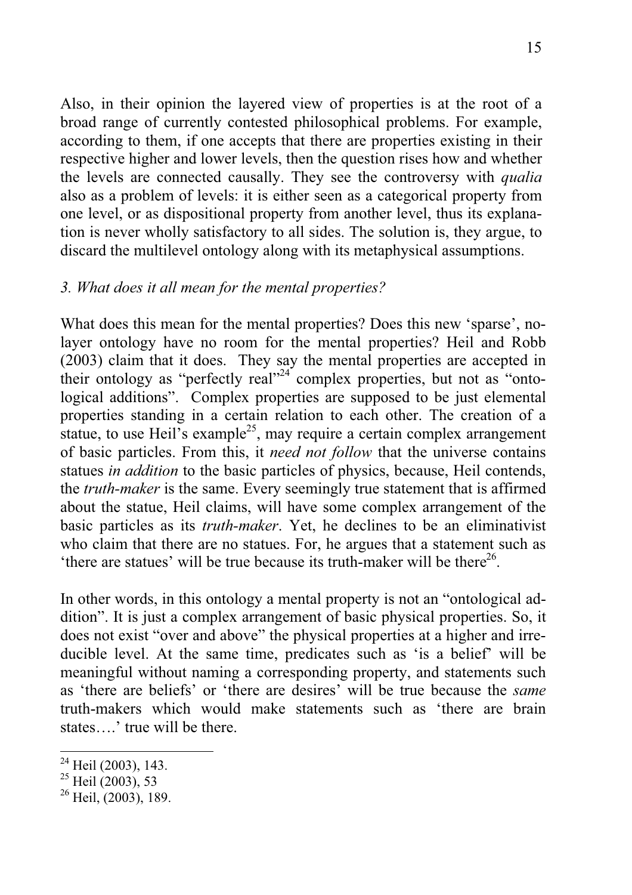Also, in their opinion the layered view of properties is at the root of a broad range of currently contested philosophical problems. For example, according to them, if one accepts that there are properties existing in their respective higher and lower levels, then the question rises how and whether the levels are connected causally. They see the controversy with *qualia* also as a problem of levels: it is either seen as a categorical property from one level, or as dispositional property from another level, thus its explanation is never wholly satisfactory to all sides. The solution is, they argue, to discard the multilevel ontology along with its metaphysical assumptions.

### *3. What does it all mean for the mental properties?*

What does this mean for the mental properties? Does this new 'sparse', no-layer ontology have no room for the mental properties? Heil and Robb (2003) claim that it does. They say the mental properties are accepted in their ontology as "perfectly real"[24] complex properties, but not as "ontological additions". Complex properties are supposed to be just elemental properties standing in a certain relation to each other. The creation of a statue, to use Heil's example[25], may require a certain complex arrangement of basic particles. From this, it *need not follow* that the universe contains statues *in addition* to the basic particles of physics, because, Heil contends, the *truth-maker* is the same. Every seemingly true statement that is affirmed about the statue, Heil claims, will have some complex arrangement of the basic particles as its *truth-maker*. Yet, he declines to be an eliminativist who claim that there are no statues. For, he argues that a statement such as 'there are statues' will be true because its truth-maker will be there[26].

In other words, in this ontology a mental property is not an "ontological addition". It is just a complex arrangement of basic physical properties. So, it does not exist "over and above" the physical properties at a higher and irreducible level. At the same time, predicates such as 'is a belief' will be meaningful without naming a corresponding property, and statements such as 'there are beliefs' or 'there are desires' will be true because the *same* truth-makers which would make statements such as 'there are brain states….' true will be there.

[24] Heil (2003), 143.
[25] Heil (2003), 53
[26] Heil, (2003), 189.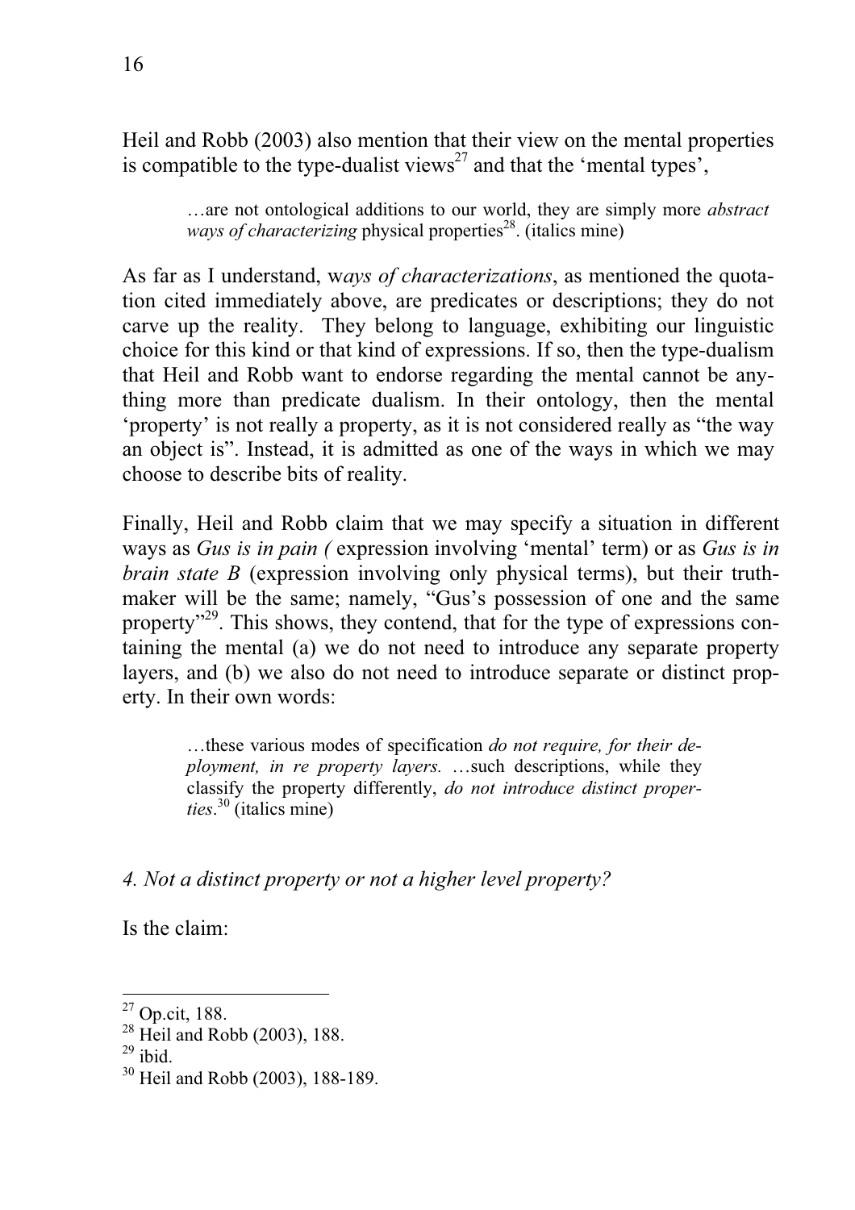Heil and Robb (2003) also mention that their view on the mental properties is compatible to the type-dualist views[27] and that the 'mental types',

> …are not ontological additions to our world, they are simply more *abstract ways of characterizing* physical properties[28]. (italics mine)

As far as I understand, w*ays of characterizations*, as mentioned the quotation cited immediately above, are predicates or descriptions; they do not carve up the reality. They belong to language, exhibiting our linguistic choice for this kind or that kind of expressions. If so, then the type-dualism that Heil and Robb want to endorse regarding the mental cannot be anything more than predicate dualism. In their ontology, then the mental 'property' is not really a property, as it is not considered really as "the way an object is". Instead, it is admitted as one of the ways in which we may choose to describe bits of reality.

Finally, Heil and Robb claim that we may specify a situation in different ways as *Gus is in pain (* expression involving 'mental' term) or as *Gus is in brain state B* (expression involving only physical terms), but their truth-maker will be the same; namely, "Gus's possession of one and the same property"[29]. This shows, they contend, that for the type of expressions containing the mental (a) we do not need to introduce any separate property layers, and (b) we also do not need to introduce separate or distinct property. In their own words:

> …these various modes of specification *do not require, for their deployment, in re property layers.* …such descriptions, while they classify the property differently, *do not introduce distinct properties*.[30] (italics mine)

*4. Not a distinct property or not a higher level property?*

Is the claim:

---

[27] Op.cit, 188.

[28] Heil and Robb (2003), 188.

[29] ibid.

[30] Heil and Robb (2003), 188-189.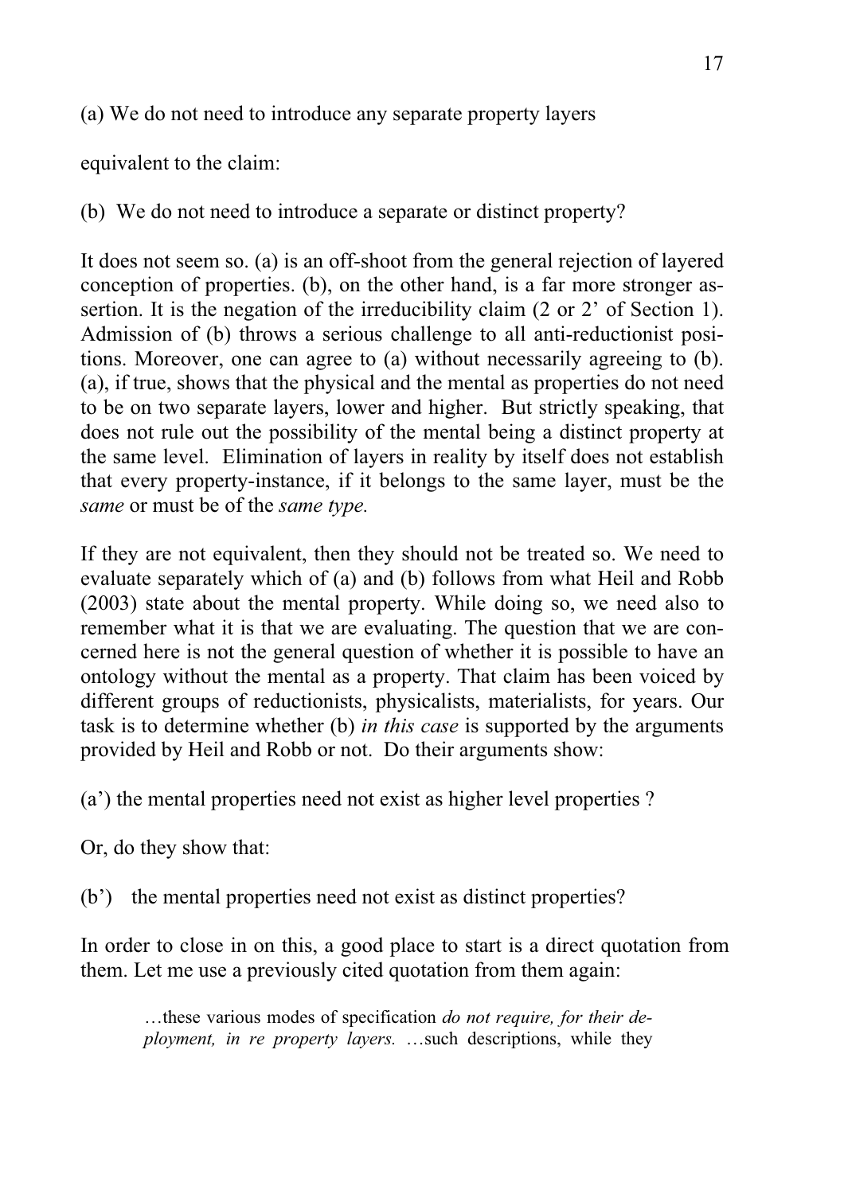(a) We do not need to introduce any separate property layers

equivalent to the claim:

(b) We do not need to introduce a separate or distinct property?

It does not seem so. (a) is an off-shoot from the general rejection of layered conception of properties. (b), on the other hand, is a far more stronger assertion. It is the negation of the irreducibility claim (2 or 2' of Section 1). Admission of (b) throws a serious challenge to all anti-reductionist positions. Moreover, one can agree to (a) without necessarily agreeing to (b). (a), if true, shows that the physical and the mental as properties do not need to be on two separate layers, lower and higher. But strictly speaking, that does not rule out the possibility of the mental being a distinct property at the same level. Elimination of layers in reality by itself does not establish that every property-instance, if it belongs to the same layer, must be the *same* or must be of the *same type.*

If they are not equivalent, then they should not be treated so. We need to evaluate separately which of (a) and (b) follows from what Heil and Robb (2003) state about the mental property. While doing so, we need also to remember what it is that we are evaluating. The question that we are concerned here is not the general question of whether it is possible to have an ontology without the mental as a property. That claim has been voiced by different groups of reductionists, physicalists, materialists, for years. Our task is to determine whether (b) *in this case* is supported by the arguments provided by Heil and Robb or not. Do their arguments show:

(a') the mental properties need not exist as higher level properties ?

Or, do they show that:

(b') the mental properties need not exist as distinct properties?

In order to close in on this, a good place to start is a direct quotation from them. Let me use a previously cited quotation from them again:

> …these various modes of specification *do not require, for their deployment, in re property layers.* …such descriptions, while they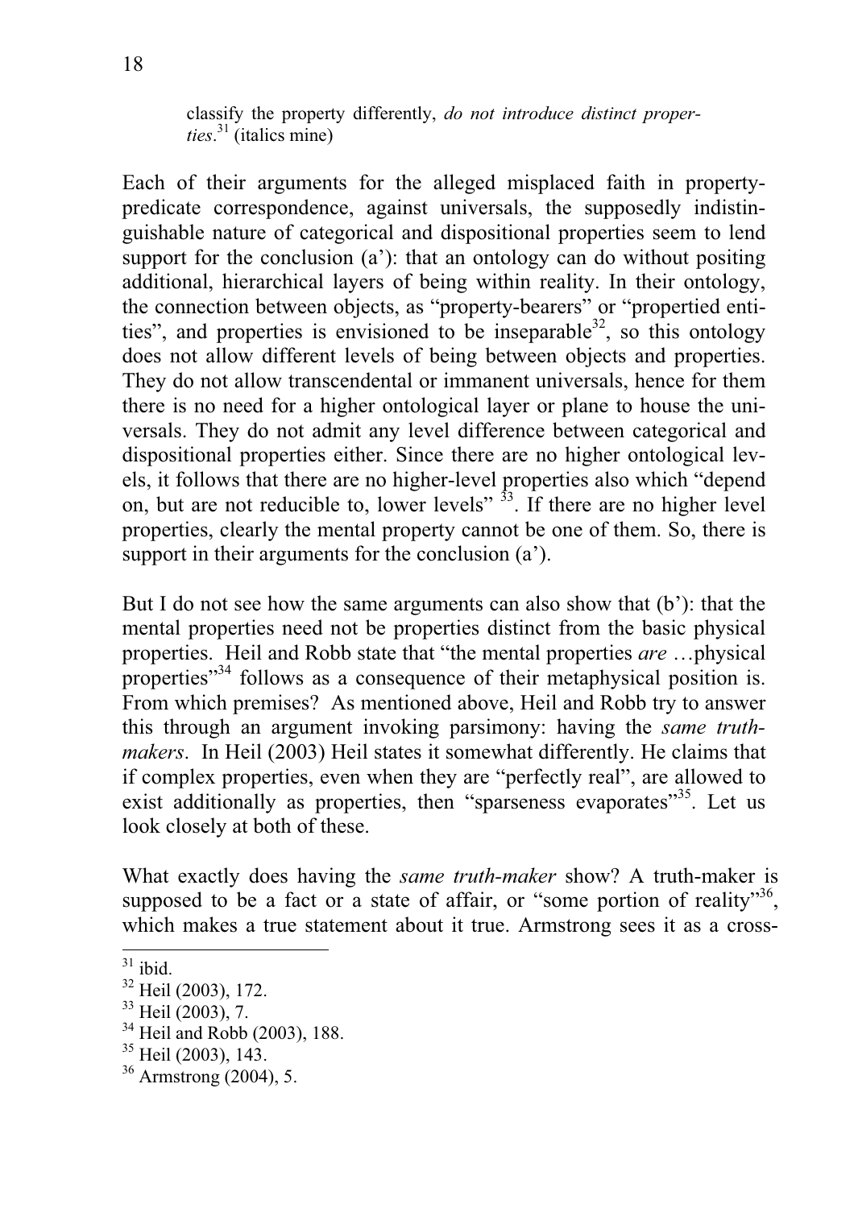> classify the property differently, *do not introduce distinct properties*.[31] (italics mine)

Each of their arguments for the alleged misplaced faith in property-predicate correspondence, against universals, the supposedly indistinguishable nature of categorical and dispositional properties seem to lend support for the conclusion (a'): that an ontology can do without positing additional, hierarchical layers of being within reality. In their ontology, the connection between objects, as "property-bearers" or "propertied entities", and properties is envisioned to be inseparable[32], so this ontology does not allow different levels of being between objects and properties. They do not allow transcendental or immanent universals, hence for them there is no need for a higher ontological layer or plane to house the universals. They do not admit any level difference between categorical and dispositional properties either. Since there are no higher ontological levels, it follows that there are no higher-level properties also which "depend on, but are not reducible to, lower levels" [33]. If there are no higher level properties, clearly the mental property cannot be one of them. So, there is support in their arguments for the conclusion (a').

But I do not see how the same arguments can also show that (b'): that the mental properties need not be properties distinct from the basic physical properties. Heil and Robb state that "the mental properties *are* …physical properties"[34] follows as a consequence of their metaphysical position is. From which premises? As mentioned above, Heil and Robb try to answer this through an argument invoking parsimony: having the *same truth-makers*. In Heil (2003) Heil states it somewhat differently. He claims that if complex properties, even when they are "perfectly real", are allowed to exist additionally as properties, then "sparseness evaporates"[35]. Let us look closely at both of these.

What exactly does having the *same truth-maker* show? A truth-maker is supposed to be a fact or a state of affair, or "some portion of reality"[36], which makes a true statement about it true. Armstrong sees it as a cross-

---

[31] ibid.
[32] Heil (2003), 172.
[33] Heil (2003), 7.
[34] Heil and Robb (2003), 188.
[35] Heil (2003), 143.
[36] Armstrong (2004), 5.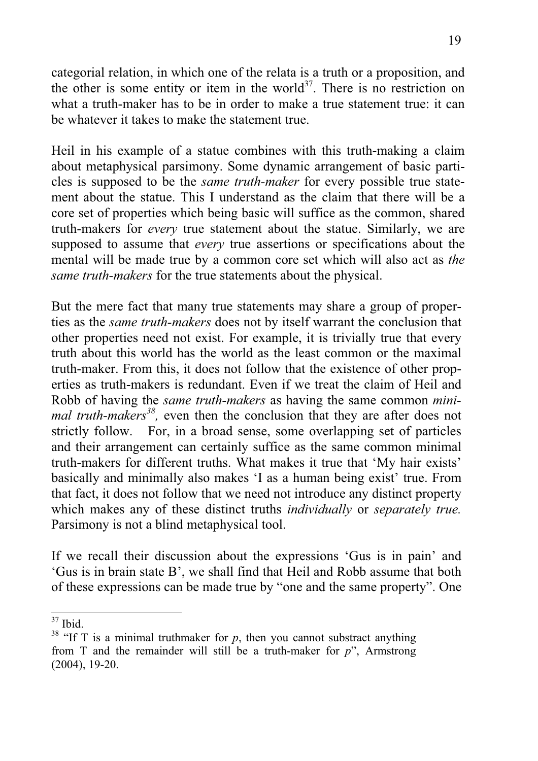categorial relation, in which one of the relata is a truth or a proposition, and the other is some entity or item in the world[37]. There is no restriction on what a truth-maker has to be in order to make a true statement true: it can be whatever it takes to make the statement true.

Heil in his example of a statue combines with this truth-making a claim about metaphysical parsimony. Some dynamic arrangement of basic particles is supposed to be the *same truth-maker* for every possible true statement about the statue. This I understand as the claim that there will be a core set of properties which being basic will suffice as the common, shared truth-makers for *every* true statement about the statue. Similarly, we are supposed to assume that *every* true assertions or specifications about the mental will be made true by a common core set which will also act as *the same truth-makers* for the true statements about the physical.

But the mere fact that many true statements may share a group of properties as the *same truth-makers* does not by itself warrant the conclusion that other properties need not exist. For example, it is trivially true that every truth about this world has the world as the least common or the maximal truth-maker. From this, it does not follow that the existence of other properties as truth-makers is redundant. Even if we treat the claim of Heil and Robb of having the *same truth-makers* as having the same common *minimal truth-makers*[38], even then the conclusion that they are after does not strictly follow. For, in a broad sense, some overlapping set of particles and their arrangement can certainly suffice as the same common minimal truth-makers for different truths. What makes it true that 'My hair exists' basically and minimally also makes 'I as a human being exist' true. From that fact, it does not follow that we need not introduce any distinct property which makes any of these distinct truths *individually* or *separately true.* Parsimony is not a blind metaphysical tool.

If we recall their discussion about the expressions 'Gus is in pain' and 'Gus is in brain state B', we shall find that Heil and Robb assume that both of these expressions can be made true by "one and the same property". One

---

[37] Ibid.

[38] "If T is a minimal truthmaker for *p*, then you cannot substract anything from T and the remainder will still be a truth-maker for *p*", Armstrong (2004), 19-20.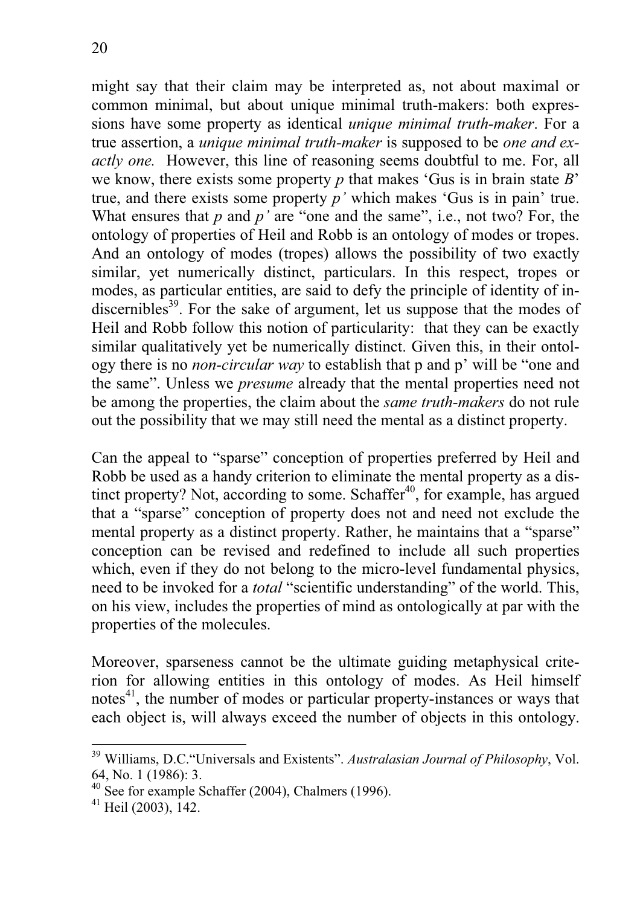might say that their claim may be interpreted as, not about maximal or common minimal, but about unique minimal truth-makers: both expressions have some property as identical *unique minimal truth-maker*. For a true assertion, a *unique minimal truth-maker* is supposed to be *one and exactly one.* However, this line of reasoning seems doubtful to me. For, all we know, there exists some property *p* that makes 'Gus is in brain state *B*' true, and there exists some property *p'* which makes 'Gus is in pain' true. What ensures that *p* and *p'* are "one and the same", i.e., not two? For, the ontology of properties of Heil and Robb is an ontology of modes or tropes. And an ontology of modes (tropes) allows the possibility of two exactly similar, yet numerically distinct, particulars. In this respect, tropes or modes, as particular entities, are said to defy the principle of identity of indiscernibles[39]. For the sake of argument, let us suppose that the modes of Heil and Robb follow this notion of particularity: that they can be exactly similar qualitatively yet be numerically distinct. Given this, in their ontology there is no *non-circular way* to establish that p and p' will be "one and the same". Unless we *presume* already that the mental properties need not be among the properties, the claim about the *same truth-makers* do not rule out the possibility that we may still need the mental as a distinct property.

Can the appeal to "sparse" conception of properties preferred by Heil and Robb be used as a handy criterion to eliminate the mental property as a distinct property? Not, according to some. Schaffer[40], for example, has argued that a "sparse" conception of property does not and need not exclude the mental property as a distinct property. Rather, he maintains that a "sparse" conception can be revised and redefined to include all such properties which, even if they do not belong to the micro-level fundamental physics, need to be invoked for a *total* "scientific understanding" of the world. This, on his view, includes the properties of mind as ontologically at par with the properties of the molecules.

Moreover, sparseness cannot be the ultimate guiding metaphysical criterion for allowing entities in this ontology of modes. As Heil himself notes[41], the number of modes or particular property-instances or ways that each object is, will always exceed the number of objects in this ontology.

---

[39] Williams, D.C."Universals and Existents". *Australasian Journal of Philosophy*, Vol. 64, No. 1 (1986): 3.

[40] See for example Schaffer (2004), Chalmers (1996).

[41] Heil (2003), 142.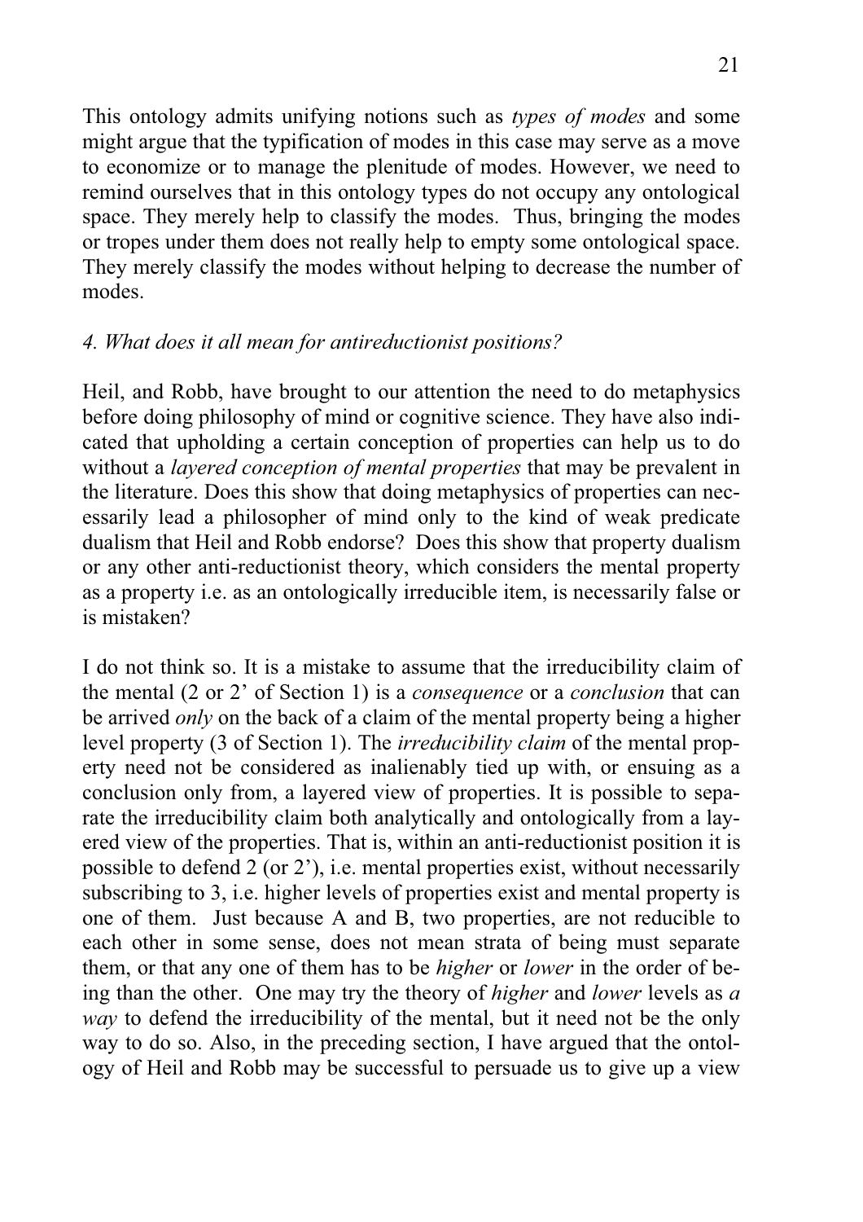This ontology admits unifying notions such as *types of modes* and some might argue that the typification of modes in this case may serve as a move to economize or to manage the plenitude of modes. However, we need to remind ourselves that in this ontology types do not occupy any ontological space. They merely help to classify the modes. Thus, bringing the modes or tropes under them does not really help to empty some ontological space. They merely classify the modes without helping to decrease the number of modes.

### *4. What does it all mean for antireductionist positions?*

Heil, and Robb, have brought to our attention the need to do metaphysics before doing philosophy of mind or cognitive science. They have also indicated that upholding a certain conception of properties can help us to do without a *layered conception of mental properties* that may be prevalent in the literature. Does this show that doing metaphysics of properties can necessarily lead a philosopher of mind only to the kind of weak predicate dualism that Heil and Robb endorse? Does this show that property dualism or any other anti-reductionist theory, which considers the mental property as a property i.e. as an ontologically irreducible item, is necessarily false or is mistaken?

I do not think so. It is a mistake to assume that the irreducibility claim of the mental (2 or 2' of Section 1) is a *consequence* or a *conclusion* that can be arrived *only* on the back of a claim of the mental property being a higher level property (3 of Section 1). The *irreducibility claim* of the mental property need not be considered as inalienably tied up with, or ensuing as a conclusion only from, a layered view of properties. It is possible to separate the irreducibility claim both analytically and ontologically from a layered view of the properties. That is, within an anti-reductionist position it is possible to defend 2 (or 2'), i.e. mental properties exist, without necessarily subscribing to 3, i.e. higher levels of properties exist and mental property is one of them. Just because A and B, two properties, are not reducible to each other in some sense, does not mean strata of being must separate them, or that any one of them has to be *higher* or *lower* in the order of being than the other. One may try the theory of *higher* and *lower* levels as *a way* to defend the irreducibility of the mental, but it need not be the only way to do so. Also, in the preceding section, I have argued that the ontology of Heil and Robb may be successful to persuade us to give up a view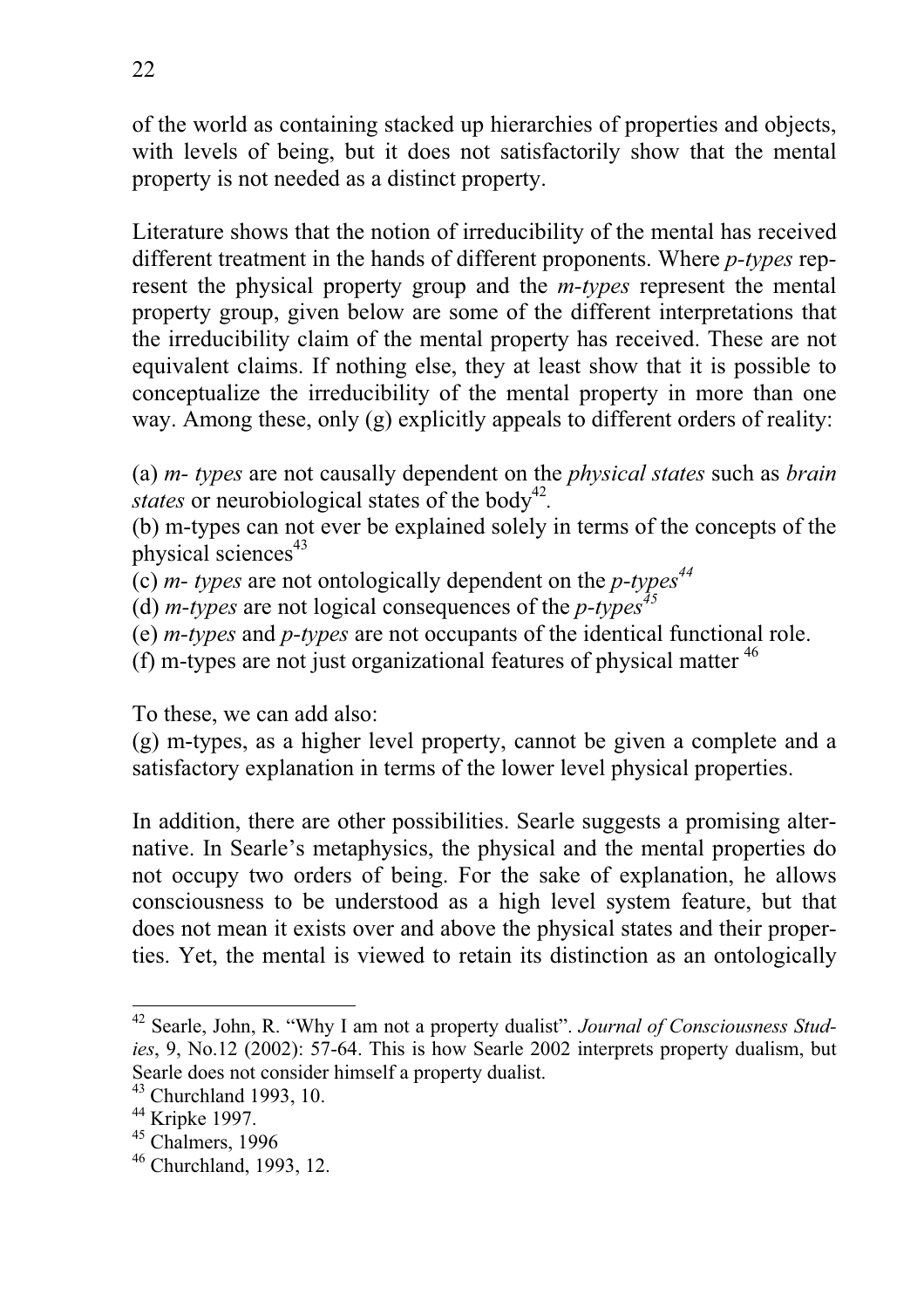of the world as containing stacked up hierarchies of properties and objects, with levels of being, but it does not satisfactorily show that the mental property is not needed as a distinct property.

Literature shows that the notion of irreducibility of the mental has received different treatment in the hands of different proponents. Where *p-types* represent the physical property group and the *m-types* represent the mental property group, given below are some of the different interpretations that the irreducibility claim of the mental property has received. These are not equivalent claims. If nothing else, they at least show that it is possible to conceptualize the irreducibility of the mental property in more than one way. Among these, only (g) explicitly appeals to different orders of reality:

(a) *m- types* are not causally dependent on the *physical states* such as *brain states* or neurobiological states of the body[42].

(b) m-types can not ever be explained solely in terms of the concepts of the physical sciences[43]

(c) *m- types* are not ontologically dependent on the *p-types*[44]

(d) *m-types* are not logical consequences of the *p-types*[45]

(e) *m-types* and *p-types* are not occupants of the identical functional role.

(f) m-types are not just organizational features of physical matter [46]

To these, we can add also:

(g) m-types, as a higher level property, cannot be given a complete and a satisfactory explanation in terms of the lower level physical properties.

In addition, there are other possibilities. Searle suggests a promising alternative. In Searle's metaphysics, the physical and the mental properties do not occupy two orders of being. For the sake of explanation, he allows consciousness to be understood as a high level system feature, but that does not mean it exists over and above the physical states and their properties. Yet, the mental is viewed to retain its distinction as an ontologically

---

[42] Searle, John, R. "Why I am not a property dualist". *Journal of Consciousness Studies*, 9, No.12 (2002): 57-64. This is how Searle 2002 interprets property dualism, but Searle does not consider himself a property dualist.

[43] Churchland 1993, 10.

[44] Kripke 1997.

[45] Chalmers, 1996

[46] Churchland, 1993, 12.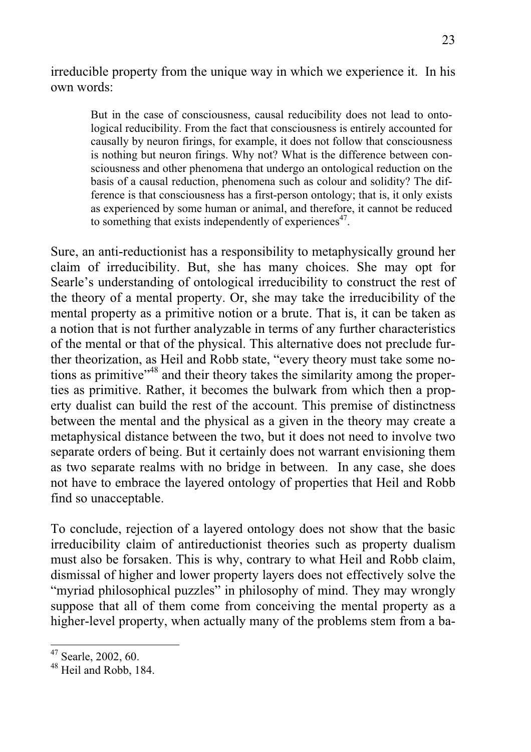irreducible property from the unique way in which we experience it. In his own words:

> But in the case of consciousness, causal reducibility does not lead to ontological reducibility. From the fact that consciousness is entirely accounted for causally by neuron firings, for example, it does not follow that consciousness is nothing but neuron firings. Why not? What is the difference between consciousness and other phenomena that undergo an ontological reduction on the basis of a causal reduction, phenomena such as colour and solidity? The difference is that consciousness has a first-person ontology; that is, it only exists as experienced by some human or animal, and therefore, it cannot be reduced to something that exists independently of experiences[47].

Sure, an anti-reductionist has a responsibility to metaphysically ground her claim of irreducibility. But, she has many choices. She may opt for Searle's understanding of ontological irreducibility to construct the rest of the theory of a mental property. Or, she may take the irreducibility of the mental property as a primitive notion or a brute. That is, it can be taken as a notion that is not further analyzable in terms of any further characteristics of the mental or that of the physical. This alternative does not preclude further theorization, as Heil and Robb state, "every theory must take some notions as primitive"[48] and their theory takes the similarity among the properties as primitive. Rather, it becomes the bulwark from which then a property dualist can build the rest of the account. This premise of distinctness between the mental and the physical as a given in the theory may create a metaphysical distance between the two, but it does not need to involve two separate orders of being. But it certainly does not warrant envisioning them as two separate realms with no bridge in between. In any case, she does not have to embrace the layered ontology of properties that Heil and Robb find so unacceptable.

To conclude, rejection of a layered ontology does not show that the basic irreducibility claim of antireductionist theories such as property dualism must also be forsaken. This is why, contrary to what Heil and Robb claim, dismissal of higher and lower property layers does not effectively solve the "myriad philosophical puzzles" in philosophy of mind. They may wrongly suppose that all of them come from conceiving the mental property as a higher-level property, when actually many of the problems stem from a ba-

---

[47] Searle, 2002, 60.

[48] Heil and Robb, 184.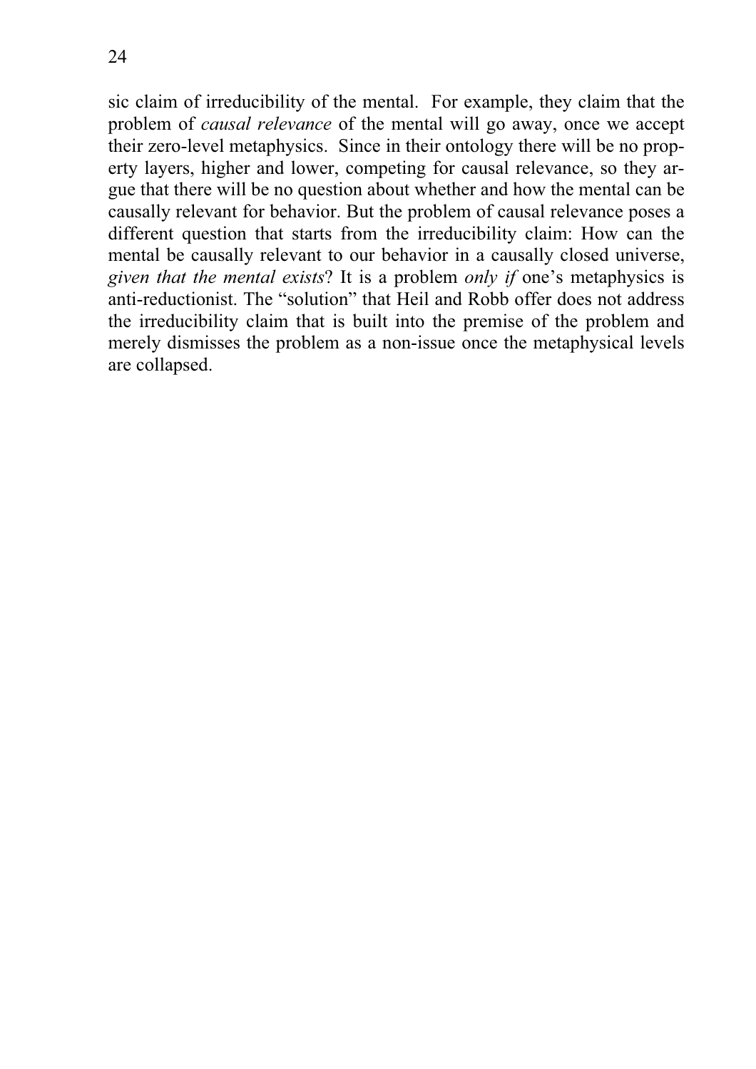sic claim of irreducibility of the mental. For example, they claim that the problem of *causal relevance* of the mental will go away, once we accept their zero-level metaphysics. Since in their ontology there will be no property layers, higher and lower, competing for causal relevance, so they argue that there will be no question about whether and how the mental can be causally relevant for behavior. But the problem of causal relevance poses a different question that starts from the irreducibility claim: How can the mental be causally relevant to our behavior in a causally closed universe, *given that the mental exists*? It is a problem *only if* one's metaphysics is anti-reductionist. The "solution" that Heil and Robb offer does not address the irreducibility claim that is built into the premise of the problem and merely dismisses the problem as a non-issue once the metaphysical levels are collapsed.